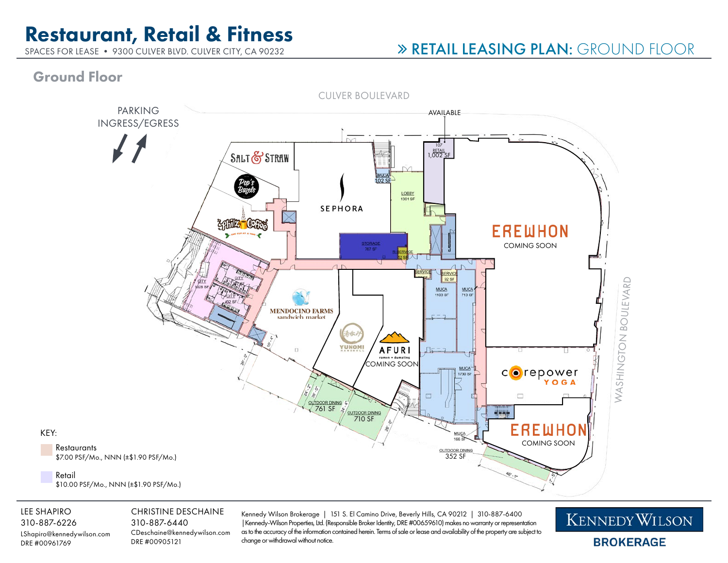# Restaurant, Retail & Fitness

SPACES FOR LEASE • 9300 CULVER BLVD. CULVER CITY, CA 90232

## » RETAIL LEASING PLAN: GROUND FLOOR

### Ground Floor

CULVER BOULEVARD

PARKING INGRESS/EGRESS

AVAILABLE

107 RETAIL 1,002 SF

SALT & STRAW

Pop's Bagels

Philz Coffee

SEPHORA

MUCA 102 SF

LOBBY 1301 SF

STORAGE 767 SF

SERVICE 52 SF

EREWHON COMING SOON

SERVICE

SERVICE 92 SF

MUCA 1103 SF

MUCA 713 SF

CITY 1028 SF

CITY

CITY

402 SF

MENDOCINO FARMS sandwich market

YUNOMI HANDROLL

AFURI ramen + dumpling COMING SOON

MUCA 1730 SF

corepower YOGA

WASHINGTON BOULEVARD

OUTDOOR DINING 761 SF

OUTDOOR DINING 710 SF

MUCA 166 SF

OUTDOOR DINING 352 SF

EREWHON COMING SOON

KEY:

- Restaurants: $7.00 PSF/Mo., NNN (±$1.90 PSF/Mo.)
- Retail: $10.00 PSF/Mo., NNN (±$1.90 PSF/Mo.)

LEE SHAPIRO
310-887-6226
LShapiro@kennedywilson.com
DRE #00961769

CHRISTINE DESCHAINE
310-887-6440
CDeschaine@kennedywilson.com
DRE #00905121

Kennedy Wilson Brokerage | 151 S. El Camino Drive, Beverly Hills, CA 90212 | 310-887-6400 | Kennedy-Wilson Properties, Ltd. (Responsible Broker Identity, DRE #00659610) makes no warranty or representation as to the accuracy of the information contained herein. Terms of sale or lease and availability of the property are subject to change or withdrawal without notice.

KENNEDY WILSON BROKERAGE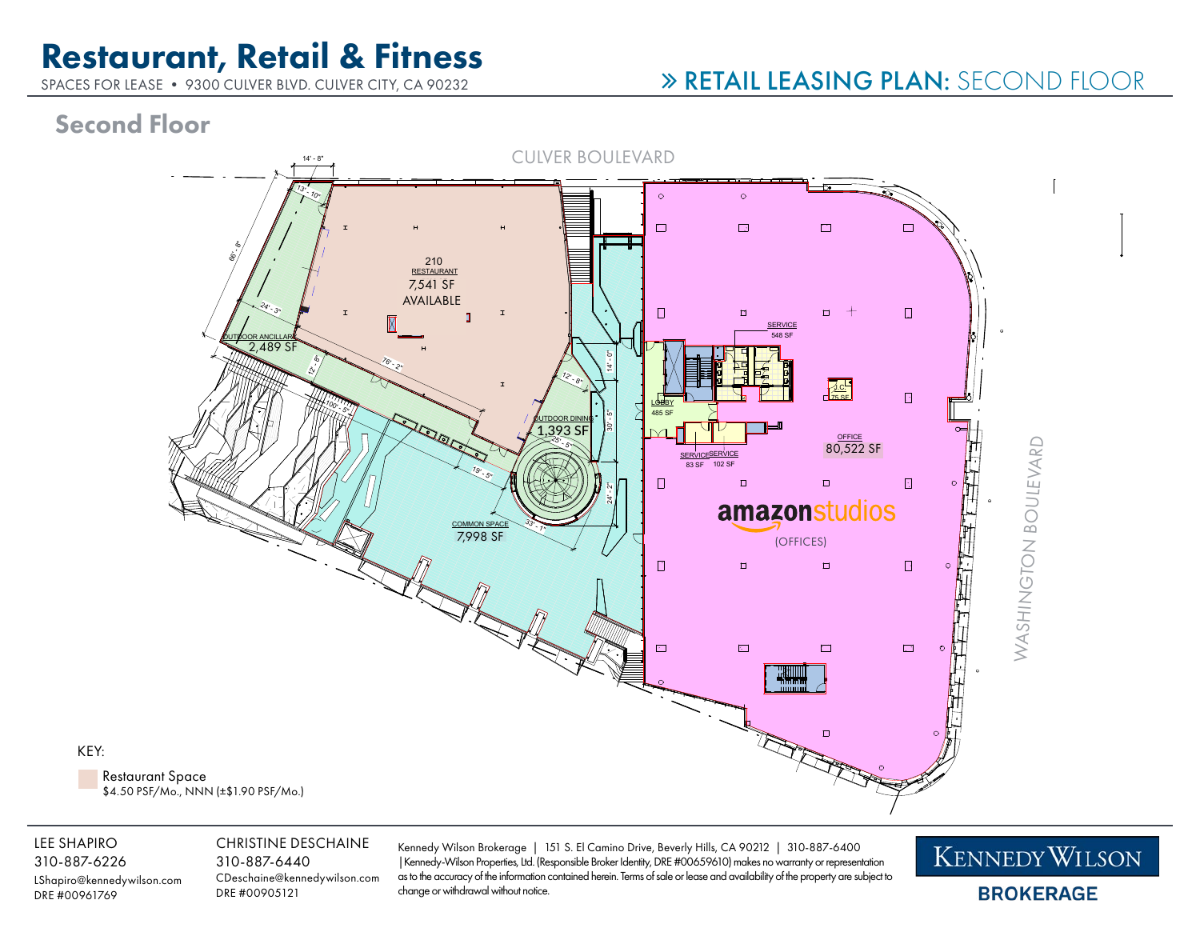# Restaurant, Retail & Fitness

SPACES FOR LEASE • 9300 CULVER BLVD. CULVER CITY, CA 90232

## » RETAIL LEASING PLAN: SECOND FLOOR

## Second Floor

CULVER BOULEVARD

WASHINGTON BOULEVARD

210
RESTAURANT
7,541 SF
AVAILABLE

OUTDOOR ANCILLARY
2,489 SF

OUTDOOR DINING
1,393 SF

COMMON SPACE
7,998 SF

LOBBY
485 SF

SERVICE
548 SF

SERVICE
83 SF

SERVICE
102 SF

J.C.
75 SF

OFFICE
80,522 SF

amazonstudios
(OFFICES)

14' - 8"
13' - 10"
68' - 8"
24' - 3"
12' - 8"
76' - 2"
100' - 5"
12' - 8"
14' - 0"
30' - 5"
25' - 5"
19' - 5"
24' - 2"
33' - 1"

KEY:

Restaurant Space
$4.50 PSF/Mo., NNN (±$1.90 PSF/Mo.)

LEE SHAPIRO
310-887-6226
LShapiro@kennedywilson.com
DRE #00961769

CHRISTINE DESCHAINE
310-887-6440
CDeschaine@kennedywilson.com
DRE #00905121

Kennedy Wilson Brokerage | 151 S. El Camino Drive, Beverly Hills, CA 90212 | 310-887-6400
| Kennedy-Wilson Properties, Ltd. (Responsible Broker Identity, DRE #00659610) makes no warranty or representation as to the accuracy of the information contained herein. Terms of sale or lease and availability of the property are subject to change or withdrawal without notice.

KENNEDY WILSON
BROKERAGE